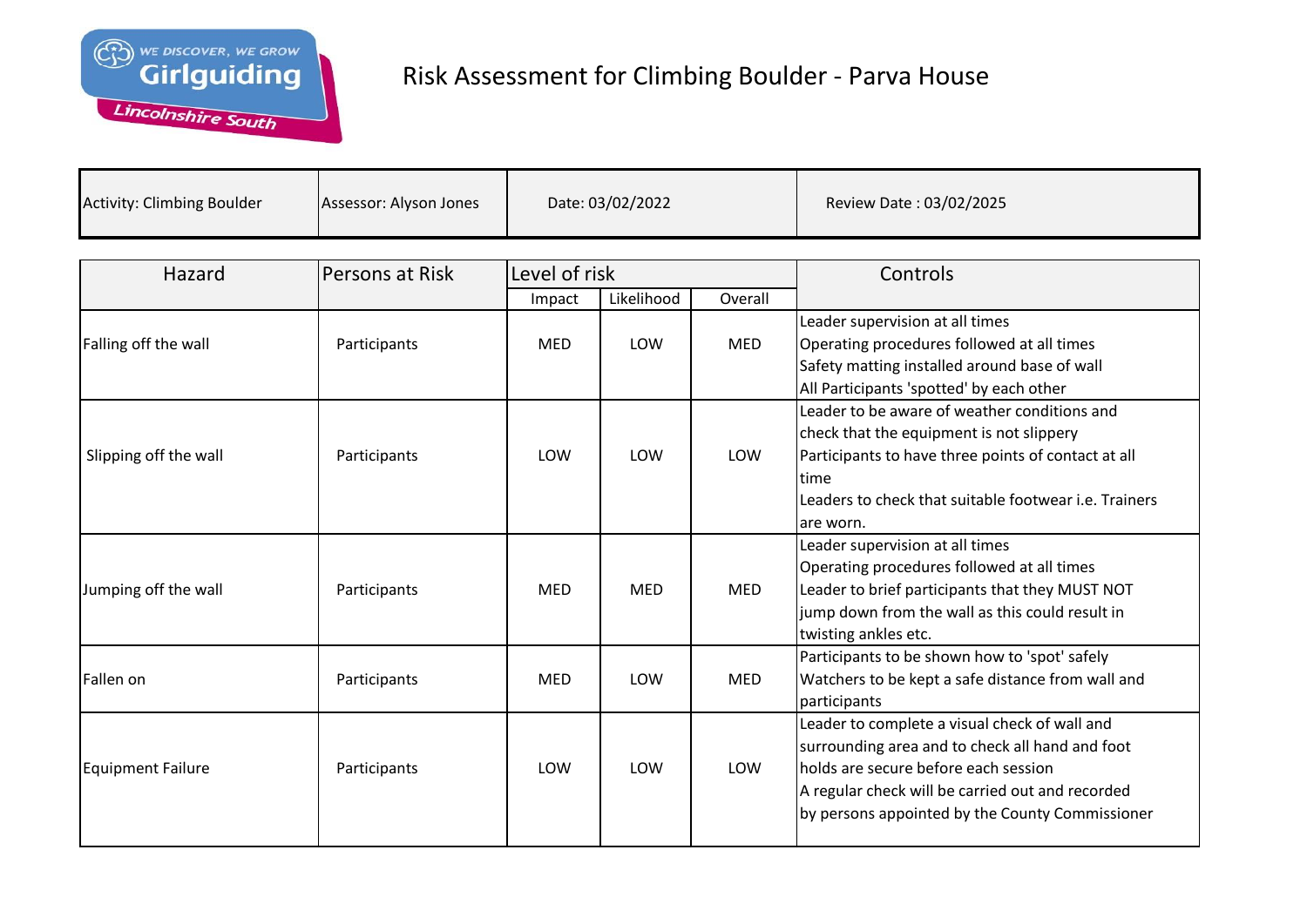# Risk Assessment for Climbing Boulder - Parva House

| Activity: Climbing Boulder | Assessor: Alyson Jones | Date: 03/02/2022 | Review Date : 03/02/2025 |
|---|---|---|---|

| Hazard | Persons at Risk | Level of risk | | | Controls |
|---|---|---|---|---|---|
| | | Impact | Likelihood | Overall | |
| Falling off the wall | Participants | MED | LOW | MED | Leader supervision at all times<br>Operating procedures followed at all times<br>Safety matting installed around base of wall<br>All Participants 'spotted' by each other |
| Slipping off the wall | Participants | LOW | LOW | LOW | Leader to be aware of weather conditions and check that the equipment is not slippery<br>Participants to have three points of contact at all time<br>Leaders to check that suitable footwear i.e. Trainers are worn. |
| Jumping off the wall | Participants | MED | MED | MED | Leader supervision at all times<br>Operating procedures followed at all times<br>Leader to brief participants that they MUST NOT jump down from the wall as this could result in twisting ankles etc. |
| Fallen on | Participants | MED | LOW | MED | Participants to be shown how to 'spot' safely<br>Watchers to be kept a safe distance from wall and participants |
| Equipment Failure | Participants | LOW | LOW | LOW | Leader to complete a visual check of wall and surrounding area and to check all hand and foot holds are secure before each session<br>A regular check will be carried out and recorded by persons appointed by the County Commissioner |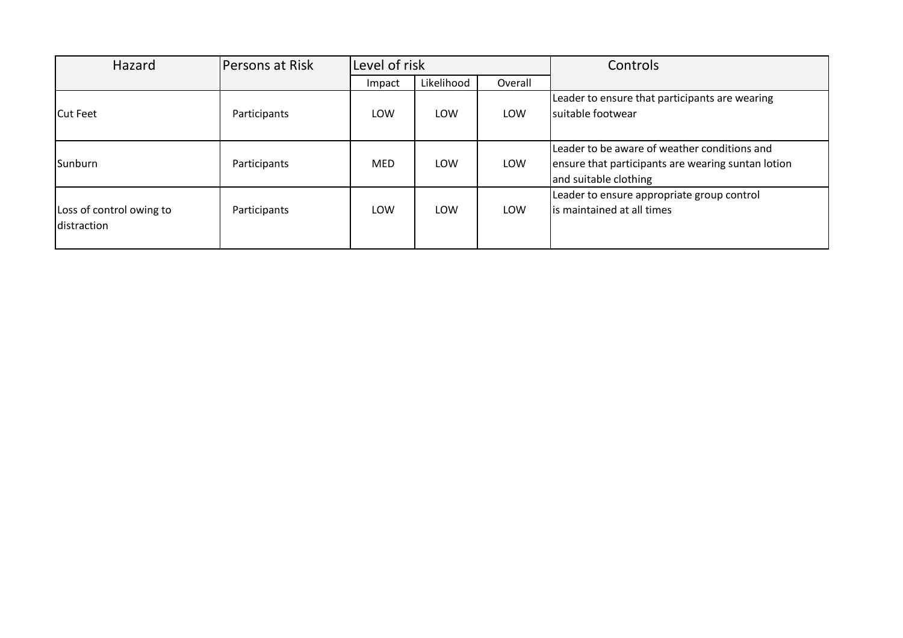| Hazard | Persons at Risk | Level of risk | | | Controls |
|---|---|---|---|---|---|
| | | Impact | Likelihood | Overall | |
| Cut Feet | Participants | LOW | LOW | LOW | Leader to ensure that participants are wearing suitable footwear |
| Sunburn | Participants | MED | LOW | LOW | Leader to be aware of weather conditions and ensure that participants are wearing suntan lotion and suitable clothing |
| Loss of control owing to distraction | Participants | LOW | LOW | LOW | Leader to ensure appropriate group control is maintained at all times |